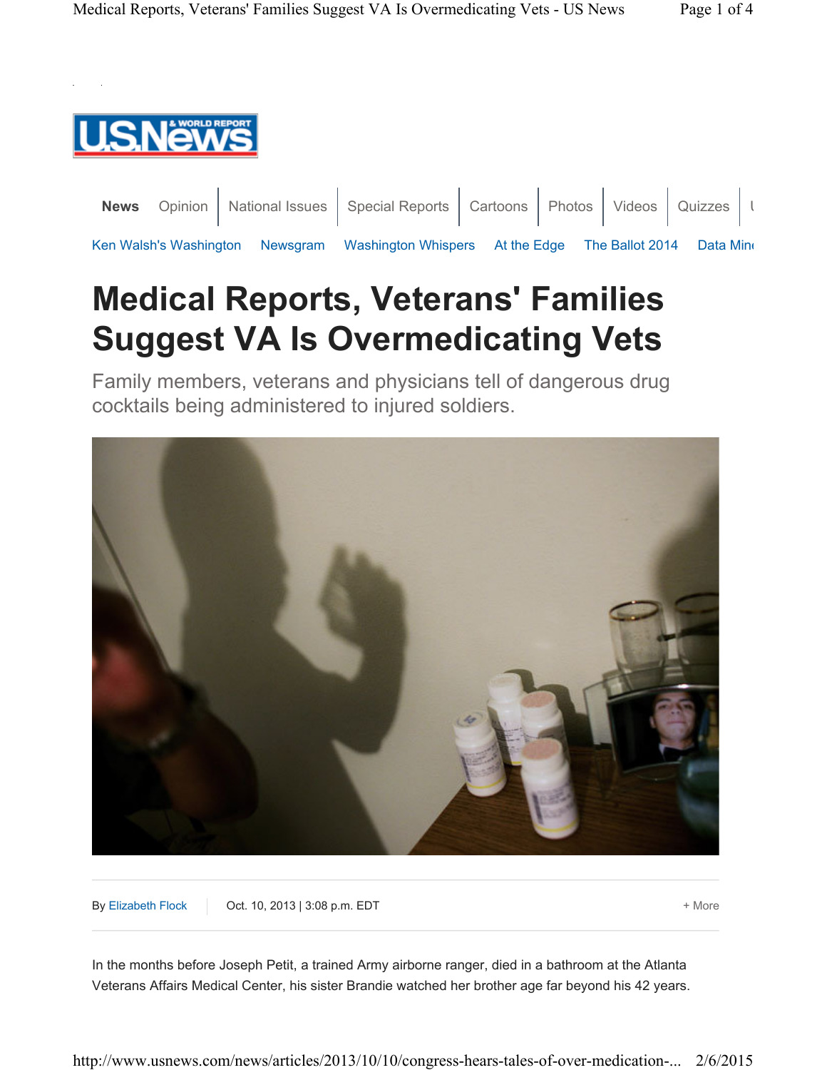# Medical Reports, Veterans' Families Suggest VA Is Overmedicating Vets

Family members, veterans and physicians tell of dangerous drug cocktails being administered to injured soldiers.

By Elizabeth Flock | Oct. 10, 2013 | 3:08 p.m. EDT

In the months before Joseph Petit, a trained Army airborne ranger, died in a bathroom at the Atlanta Veterans Affairs Medical Center, his sister Brandie watched her brother age far beyond his 42 years.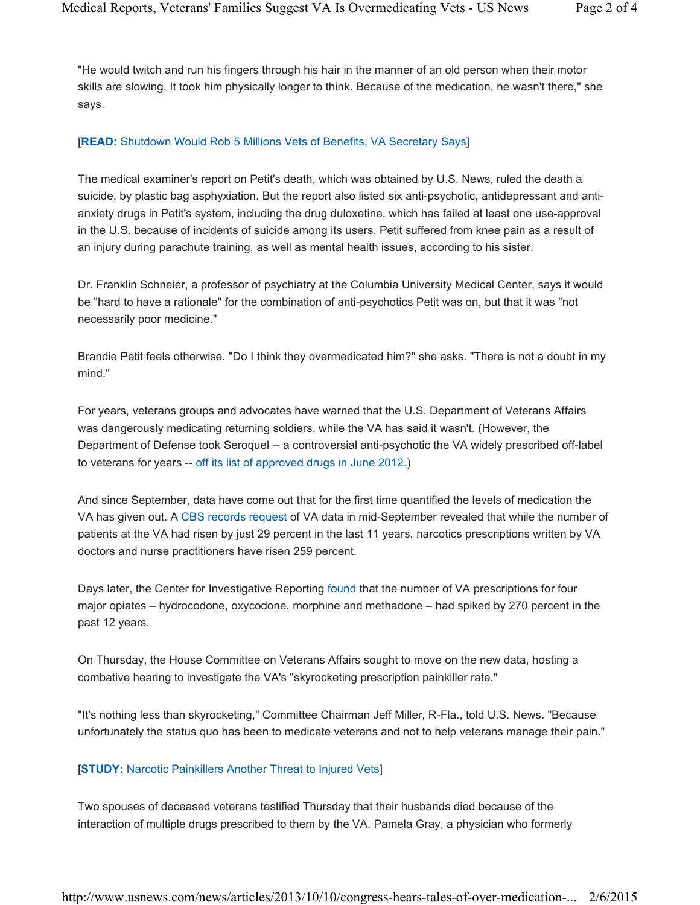"He would twitch and run his fingers through his hair in the manner of an old person when their motor skills are slowing. It took him physically longer to think. Because of the medication, he wasn't there," she says.

[**READ:** Shutdown Would Rob 5 Millions Vets of Benefits, VA Secretary Says]

The medical examiner's report on Petit's death, which was obtained by U.S. News, ruled the death a suicide, by plastic bag asphyxiation. But the report also listed six anti-psychotic, antidepressant and anti-anxiety drugs in Petit's system, including the drug duloxetine, which has failed at least one use-approval in the U.S. because of incidents of suicide among its users. Petit suffered from knee pain as a result of an injury during parachute training, as well as mental health issues, according to his sister.

Dr. Franklin Schneier, a professor of psychiatry at the Columbia University Medical Center, says it would be "hard to have a rationale" for the combination of anti-psychotics Petit was on, but that it was "not necessarily poor medicine."

Brandie Petit feels otherwise. "Do I think they overmedicated him?" she asks. "There is not a doubt in my mind."

For years, veterans groups and advocates have warned that the U.S. Department of Veterans Affairs was dangerously medicating returning soldiers, while the VA has said it wasn't. (However, the Department of Defense took Seroquel -- a controversial anti-psychotic the VA widely prescribed off-label to veterans for years -- off its list of approved drugs in June 2012.)

And since September, data have come out that for the first time quantified the levels of medication the VA has given out. A CBS records request of VA data in mid-September revealed that while the number of patients at the VA had risen by just 29 percent in the last 11 years, narcotics prescriptions written by VA doctors and nurse practitioners have risen 259 percent.

Days later, the Center for Investigative Reporting found that the number of VA prescriptions for four major opiates – hydrocodone, oxycodone, morphine and methadone – had spiked by 270 percent in the past 12 years.

On Thursday, the House Committee on Veterans Affairs sought to move on the new data, hosting a combative hearing to investigate the VA's "skyrocketing prescription painkiller rate."

"It's nothing less than skyrocketing," Committee Chairman Jeff Miller, R-Fla., told U.S. News. "Because unfortunately the status quo has been to medicate veterans and not to help veterans manage their pain."

[**STUDY:** Narcotic Painkillers Another Threat to Injured Vets]

Two spouses of deceased veterans testified Thursday that their husbands died because of the interaction of multiple drugs prescribed to them by the VA. Pamela Gray, a physician who formerly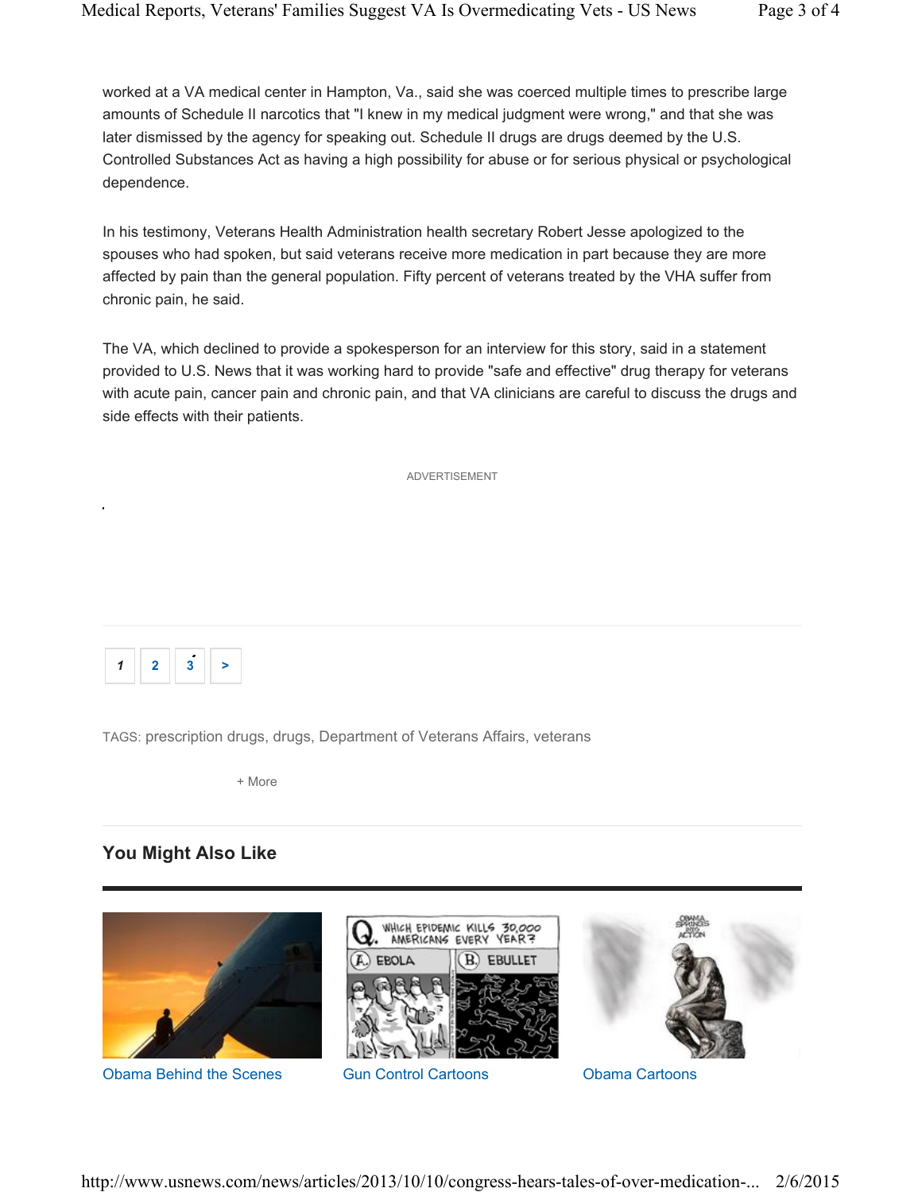worked at a VA medical center in Hampton, Va., said she was coerced multiple times to prescribe large amounts of Schedule II narcotics that "I knew in my medical judgment were wrong," and that she was later dismissed by the agency for speaking out. Schedule II drugs are drugs deemed by the U.S. Controlled Substances Act as having a high possibility for abuse or for serious physical or psychological dependence.

In his testimony, Veterans Health Administration health secretary Robert Jesse apologized to the spouses who had spoken, but said veterans receive more medication in part because they are more affected by pain than the general population. Fifty percent of veterans treated by the VHA suffer from chronic pain, he said.

The VA, which declined to provide a spokesperson for an interview for this story, said in a statement provided to U.S. News that it was working hard to provide "safe and effective" drug therapy for veterans with acute pain, cancer pain and chronic pain, and that VA clinicians are careful to discuss the drugs and side effects with their patients.

ADVERTISEMENT

1 2 3 >

TAGS: prescription drugs, drugs, Department of Veterans Affairs, veterans

+ More

## You Might Also Like

Obama Behind the Scenes

Gun Control Cartoons

Obama Cartoons